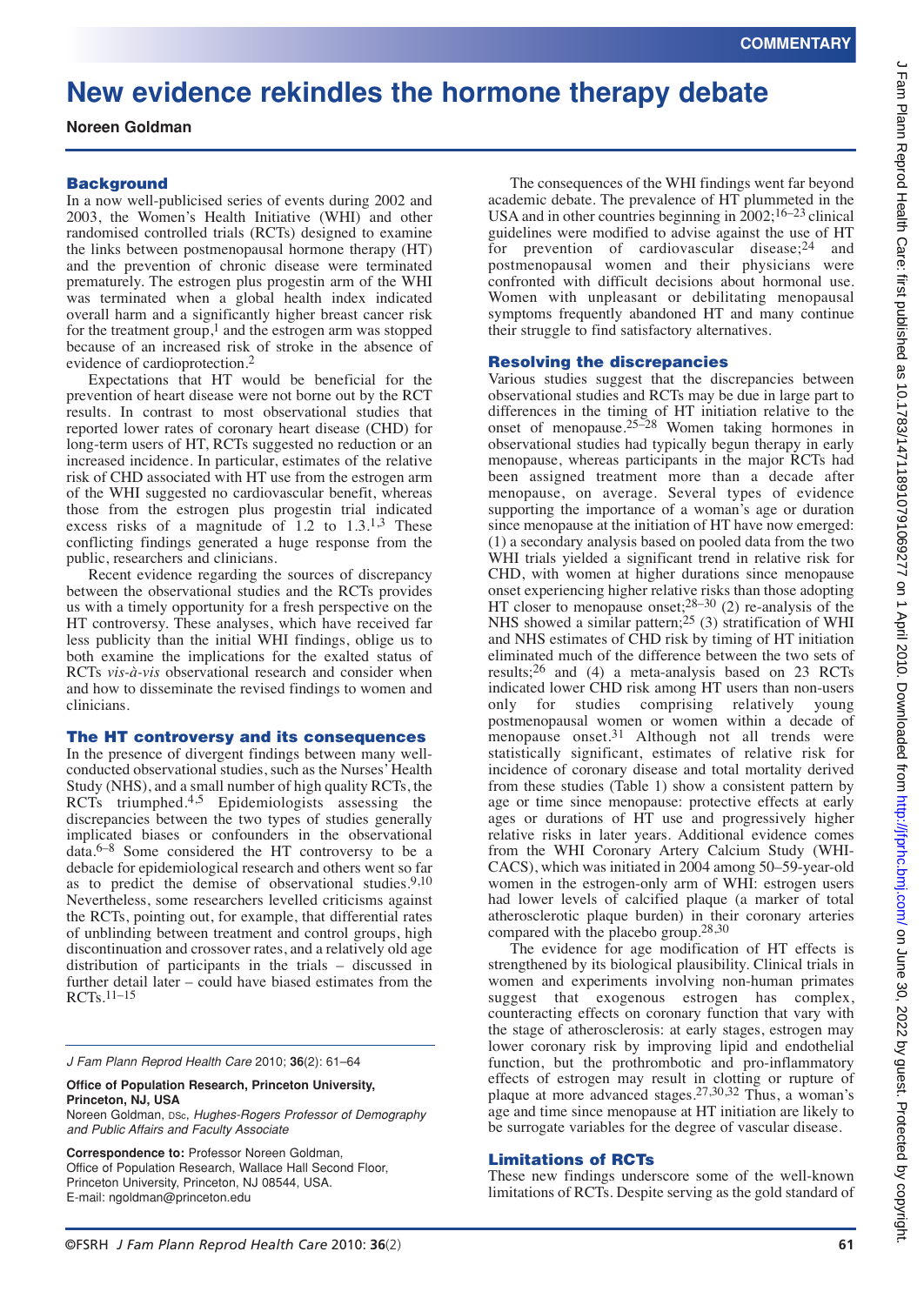COMMENTARY

# New evidence rekindles the hormone therapy debate

**Noreen Goldman**

## Background

In a now well-publicised series of events during 2002 and 2003, the Women's Health Initiative (WHI) and other randomised controlled trials (RCTs) designed to examine the links between postmenopausal hormone therapy (HT) and the prevention of chronic disease were terminated prematurely. The estrogen plus progestin arm of the WHI was terminated when a global health index indicated overall harm and a significantly higher breast cancer risk for the treatment group,[1] and the estrogen arm was stopped because of an increased risk of stroke in the absence of evidence of cardioprotection.[2]

Expectations that HT would be beneficial for the prevention of heart disease were not borne out by the RCT results. In contrast to most observational studies that reported lower rates of coronary heart disease (CHD) for long-term users of HT, RCTs suggested no reduction or an increased incidence. In particular, estimates of the relative risk of CHD associated with HT use from the estrogen arm of the WHI suggested no cardiovascular benefit, whereas those from the estrogen plus progestin trial indicated excess risks of a magnitude of 1.2 to 1.3.[1,3] These conflicting findings generated a huge response from the public, researchers and clinicians.

Recent evidence regarding the sources of discrepancy between the observational studies and the RCTs provides us with a timely opportunity for a fresh perspective on the HT controversy. These analyses, which have received far less publicity than the initial WHI findings, oblige us to both examine the implications for the exalted status of RCTs *vis-à-vis* observational research and consider when and how to disseminate the revised findings to women and clinicians.

## The HT controversy and its consequences

In the presence of divergent findings between many well-conducted observational studies, such as the Nurses' Health Study (NHS), and a small number of high quality RCTs, the RCTs triumphed.[4,5] Epidemiologists assessing the discrepancies between the two types of studies generally implicated biases or confounders in the observational data.[6–8] Some considered the HT controversy to be a debacle for epidemiological research and others went so far as to predict the demise of observational studies.[9,10] Nevertheless, some researchers levelled criticisms against the RCTs, pointing out, for example, that differential rates of unblinding between treatment and control groups, high discontinuation and crossover rates, and a relatively old age distribution of participants in the trials – discussed in further detail later – could have biased estimates from the RCTs.[11–15]

The consequences of the WHI findings went far beyond academic debate. The prevalence of HT plummeted in the USA and in other countries beginning in 2002;[16–23] clinical guidelines were modified to advise against the use of HT for prevention of cardiovascular disease;[24] and postmenopausal women and their physicians were confronted with difficult decisions about hormonal use. Women with unpleasant or debilitating menopausal symptoms frequently abandoned HT and many continue their struggle to find satisfactory alternatives.

## Resolving the discrepancies

Various studies suggest that the discrepancies between observational studies and RCTs may be due in large part to differences in the timing of HT initiation relative to the onset of menopause.[25–28] Women taking hormones in observational studies had typically begun therapy in early menopause, whereas participants in the major RCTs had been assigned treatment more than a decade after menopause, on average. Several types of evidence supporting the importance of a woman's age or duration since menopause at the initiation of HT have now emerged: (1) a secondary analysis based on pooled data from the two WHI trials yielded a significant trend in relative risk for CHD, with women at higher durations since menopause onset experiencing higher relative risks than those adopting HT closer to menopause onset;[28–30] (2) re-analysis of the NHS showed a similar pattern;[25] (3) stratification of WHI and NHS estimates of CHD risk by timing of HT initiation eliminated much of the difference between the two sets of results;[26] and (4) a meta-analysis based on 23 RCTs indicated lower CHD risk among HT users than non-users only for studies comprising relatively young postmenopausal women or women within a decade of menopause onset.[31] Although not all trends were statistically significant, estimates of relative risk for incidence of coronary disease and total mortality derived from these studies (Table 1) show a consistent pattern by age or time since menopause: protective effects at early ages or durations of HT use and progressively higher relative risks in later years. Additional evidence comes from the WHI Coronary Artery Calcium Study (WHI-CACS), which was initiated in 2004 among 50–59-year-old women in the estrogen-only arm of WHI: estrogen users had lower levels of calcified plaque (a marker of total atherosclerotic plaque burden) in their coronary arteries compared with the placebo group.[28,30]

The evidence for age modification of HT effects is strengthened by its biological plausibility. Clinical trials in women and experiments involving non-human primates suggest that exogenous estrogen has complex, counteracting effects on coronary function that vary with the stage of atherosclerosis: at early stages, estrogen may lower coronary risk by improving lipid and endothelial function, but the prothrombotic and pro-inflammatory effects of estrogen may result in clotting or rupture of plaque at more advanced stages.[27,30,32] Thus, a woman's age and time since menopause at HT initiation are likely to be surrogate variables for the degree of vascular disease.

## Limitations of RCTs

These new findings underscore some of the well-known limitations of RCTs. Despite serving as the gold standard of

*J Fam Plann Reprod Health Care* 2010; **36**(2): 61–64

**Office of Population Research, Princeton University, Princeton, NJ, USA**
Noreen Goldman, DSc, *Hughes-Rogers Professor of Demography and Public Affairs and Faculty Associate*

**Correspondence to:** Professor Noreen Goldman, Office of Population Research, Wallace Hall Second Floor, Princeton University, Princeton, NJ 08544, USA.
E-mail: ngoldman@princeton.edu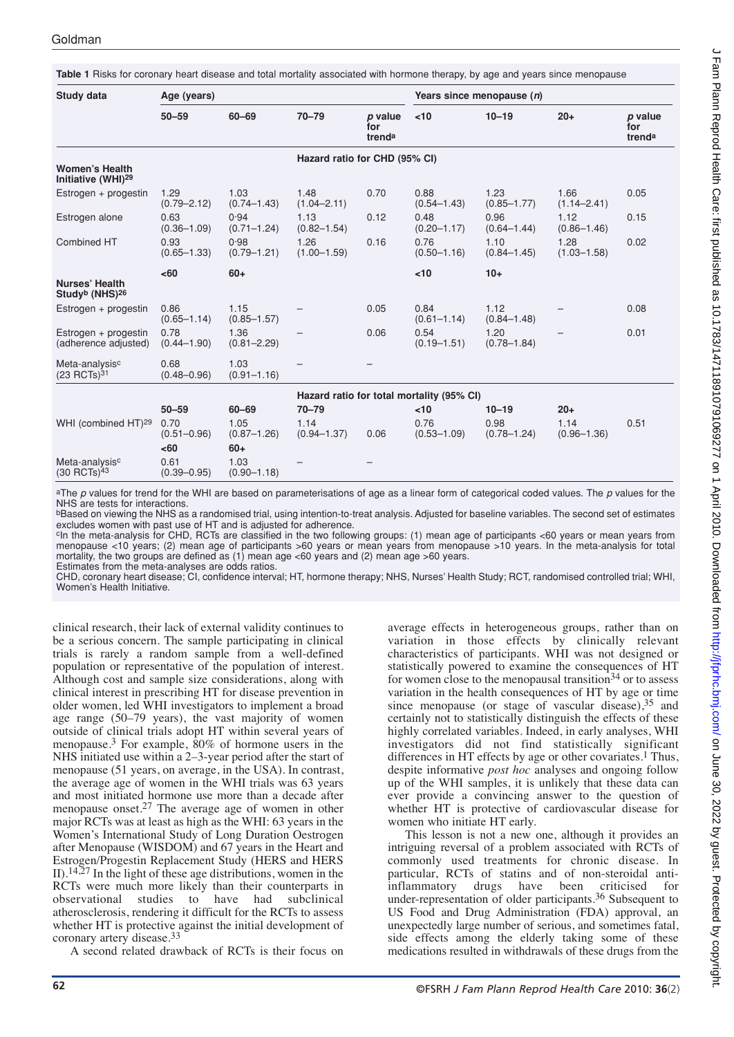**Table 1** Risks for coronary heart disease and total mortality associated with hormone therapy, by age and years since menopause

| Study data | Age (years) | | | | Years since menopause (*n*) | | | |
|---|---|---|---|---|---|---|---|---|
| | 50–59 | 60–69 | 70–79 | *p* value for trend[a] | <10 | 10–19 | 20+ | *p* value for trend[a] |
| | **Hazard ratio for CHD (95% CI)** | | | | | | | |
| **Women's Health Initiative (WHI)[29]** | | | | | | | | |
| Estrogen + progestin | 1.29 (0.79–2.12) | 1.03 (0.74–1.43) | 1.48 (1.04–2.11) | 0.70 | 0.88 (0.54–1.43) | 1.23 (0.85–1.77) | 1.66 (1.14–2.41) | 0.05 |
| Estrogen alone | 0.63 (0.36–1.09) | 0·94 (0.71–1.24) | 1.13 (0.82–1.54) | 0.12 | 0.48 (0.20–1.17) | 0.96 (0.64–1.44) | 1.12 (0.86–1.46) | 0.15 |
| Combined HT | 0.93 (0.65–1.33) | 0·98 (0.79–1.21) | 1.26 (1.00–1.59) | 0.16 | 0.76 (0.50–1.16) | 1.10 (0.84–1.45) | 1.28 (1.03–1.58) | 0.02 |
| | <60 | 60+ | | | <10 | 10+ | | |
| **Nurses' Health Study[b] (NHS)[26]** | | | | | | | | |
| Estrogen + progestin | 0.86 (0.65–1.14) | 1.15 (0.85–1.57) | – | 0.05 | 0.84 (0.61–1.14) | 1.12 (0.84–1.48) | – | 0.08 |
| Estrogen + progestin (adherence adjusted) | 0.78 (0.44–1.90) | 1.36 (0.81–2.29) | – | 0.06 | 0.54 (0.19–1.51) | 1.20 (0.78–1.84) | – | 0.01 |
| Meta-analysis[c] (23 RCTs)[31] | 0.68 (0.48–0.96) | 1.03 (0.91–1.16) | – | – | | | | |
| | **Hazard ratio for total mortality (95% CI)** | | | | | | | |
| | 50–59 | 60–69 | 70–79 | | <10 | 10–19 | 20+ | |
| WHI (combined HT)[29] | 0.70 (0.51–0.96) | 1.05 (0.87–1.26) | 1.14 (0.94–1.37) | 0.06 | 0.76 (0.53–1.09) | 0.98 (0.78–1.24) | 1.14 (0.96–1.36) | 0.51 |
| | <60 | 60+ | | | | | | |
| Meta-analysis[c] (30 RCTs)[43] | 0.61 (0.39–0.95) | 1.03 (0.90–1.18) | – | – | | | | |

[a]The *p* values for trend for the WHI are based on parameterisations of age as a linear form of categorical coded values. The *p* values for the NHS are tests for interactions.
[b]Based on viewing the NHS as a randomised trial, using intention-to-treat analysis. Adjusted for baseline variables. The second set of estimates excludes women with past use of HT and is adjusted for adherence.
[c]In the meta-analysis for CHD, RCTs are classified in the two following groups: (1) mean age of participants <60 years or mean years from menopause <10 years; (2) mean age of participants >60 years or mean years from menopause >10 years. In the meta-analysis for total mortality, the two groups are defined as (1) mean age <60 years and (2) mean age >60 years.
Estimates from the meta-analyses are odds ratios.
CHD, coronary heart disease; CI, confidence interval; HT, hormone therapy; NHS, Nurses' Health Study; RCT, randomised controlled trial; WHI, Women's Health Initiative.

clinical research, their lack of external validity continues to be a serious concern. The sample participating in clinical trials is rarely a random sample from a well-defined population or representative of the population of interest. Although cost and sample size considerations, along with clinical interest in prescribing HT for disease prevention in older women, led WHI investigators to implement a broad age range (50–79 years), the vast majority of women outside of clinical trials adopt HT within several years of menopause.[3] For example, 80% of hormone users in the NHS initiated use within a 2–3-year period after the start of menopause (51 years, on average, in the USA). In contrast, the average age of women in the WHI trials was 63 years and most initiated hormone use more than a decade after menopause onset.[27] The average age of women in other major RCTs was at least as high as the WHI: 63 years in the Women's International Study of Long Duration Oestrogen after Menopause (WISDOM) and 67 years in the Heart and Estrogen/Progestin Replacement Study (HERS and HERS II).[14,27] In the light of these age distributions, women in the RCTs were much more likely than their counterparts in observational studies to have had subclinical atherosclerosis, rendering it difficult for the RCTs to assess whether HT is protective against the initial development of coronary artery disease.[33]

A second related drawback of RCTs is their focus on average effects in heterogeneous groups, rather than on variation in those effects by clinically relevant characteristics of participants. WHI was not designed or statistically powered to examine the consequences of HT for women close to the menopausal transition[34] or to assess variation in the health consequences of HT by age or time since menopause (or stage of vascular disease),[35] and certainly not to statistically distinguish the effects of these highly correlated variables. Indeed, in early analyses, WHI investigators did not find statistically significant differences in HT effects by age or other covariates.[1] Thus, despite informative *post hoc* analyses and ongoing follow up of the WHI samples, it is unlikely that these data can ever provide a convincing answer to the question of whether HT is protective of cardiovascular disease for women who initiate HT early.

This lesson is not a new one, although it provides an intriguing reversal of a problem associated with RCTs of commonly used treatments for chronic disease. In particular, RCTs of statins and of non-steroidal anti-inflammatory drugs have been criticised for under-representation of older participants.[36] Subsequent to US Food and Drug Administration (FDA) approval, an unexpectedly large number of serious, and sometimes fatal, side effects among the elderly taking some of these medications resulted in withdrawals of these drugs from the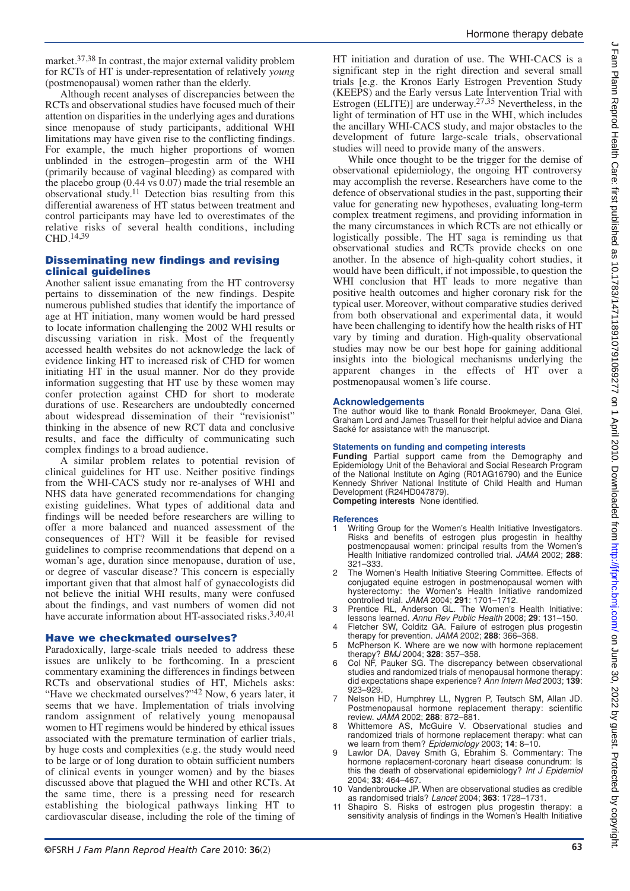market.[37,38] In contrast, the major external validity problem for RCTs of HT is under-representation of relatively *young* (postmenopausal) women rather than the elderly.

Although recent analyses of discrepancies between the RCTs and observational studies have focused much of their attention on disparities in the underlying ages and durations since menopause of study participants, additional WHI limitations may have given rise to the conflicting findings. For example, the much higher proportions of women unblinded in the estrogen–progestin arm of the WHI (primarily because of vaginal bleeding) as compared with the placebo group (0.44 vs 0.07) made the trial resemble an observational study.[11] Detection bias resulting from this differential awareness of HT status between treatment and control participants may have led to overestimates of the relative risks of several health conditions, including CHD.[14,39]

## Disseminating new findings and revising clinical guidelines

Another salient issue emanating from the HT controversy pertains to dissemination of the new findings. Despite numerous published studies that identify the importance of age at HT initiation, many women would be hard pressed to locate information challenging the 2002 WHI results or discussing variation in risk. Most of the frequently accessed health websites do not acknowledge the lack of evidence linking HT to increased risk of CHD for women initiating HT in the usual manner. Nor do they provide information suggesting that HT use by these women may confer protection against CHD for short to moderate durations of use. Researchers are undoubtedly concerned about widespread dissemination of their "revisionist" thinking in the absence of new RCT data and conclusive results, and face the difficulty of communicating such complex findings to a broad audience.

A similar problem relates to potential revision of clinical guidelines for HT use. Neither positive findings from the WHI-CACS study nor re-analyses of WHI and NHS data have generated recommendations for changing existing guidelines. What types of additional data and findings will be needed before researchers are willing to offer a more balanced and nuanced assessment of the consequences of HT? Will it be feasible for revised guidelines to comprise recommendations that depend on a woman's age, duration since menopause, duration of use, or degree of vascular disease? This concern is especially important given that that almost half of gynaecologists did not believe the initial WHI results, many were confused about the findings, and vast numbers of women did not have accurate information about HT-associated risks.[3,40,41]

## Have we checkmated ourselves?

Paradoxically, large-scale trials needed to address these issues are unlikely to be forthcoming. In a prescient commentary examining the differences in findings between RCTs and observational studies of HT, Michels asks: "Have we checkmated ourselves?"[42] Now, 6 years later, it seems that we have. Implementation of trials involving random assignment of relatively young menopausal women to HT regimens would be hindered by ethical issues associated with the premature termination of earlier trials, by huge costs and complexities (e.g. the study would need to be large or of long duration to obtain sufficient numbers of clinical events in younger women) and by the biases discussed above that plagued the WHI and other RCTs. At the same time, there is a pressing need for research establishing the biological pathways linking HT to cardiovascular disease, including the role of the timing of HT initiation and duration of use. The WHI-CACS is a significant step in the right direction and several small trials [e.g. the Kronos Early Estrogen Prevention Study (KEEPS) and the Early versus Late Intervention Trial with Estrogen (ELITE)] are underway.[27,35] Nevertheless, in the light of termination of HT use in the WHI, which includes the ancillary WHI-CACS study, and major obstacles to the development of future large-scale trials, observational studies will need to provide many of the answers.

While once thought to be the trigger for the demise of observational epidemiology, the ongoing HT controversy may accomplish the reverse. Researchers have come to the defence of observational studies in the past, supporting their value for generating new hypotheses, evaluating long-term complex treatment regimens, and providing information in the many circumstances in which RCTs are not ethically or logistically possible. The HT saga is reminding us that observational studies and RCTs provide checks on one another. In the absence of high-quality cohort studies, it would have been difficult, if not impossible, to question the WHI conclusion that HT leads to more negative than positive health outcomes and higher coronary risk for the typical user. Moreover, without comparative studies derived from both observational and experimental data, it would have been challenging to identify how the health risks of HT vary by timing and duration. High-quality observational studies may now be our best hope for gaining additional insights into the biological mechanisms underlying the apparent changes in the effects of HT over a postmenopausal women's life course.

## Acknowledgements

The author would like to thank Ronald Brookmeyer, Dana Glei, Graham Lord and James Trussell for their helpful advice and Diana Sacké for assistance with the manuscript.

### Statements on funding and competing interests

**Funding** Partial support came from the Demography and Epidemiology Unit of the Behavioral and Social Research Program of the National Institute on Aging (R01AG16790) and the Eunice Kennedy Shriver National Institute of Child Health and Human Development (R24HD047879).

**Competing interests** None identified.

### References

1. Writing Group for the Women's Health Initiative Investigators. Risks and benefits of estrogen plus progestin in healthy postmenopausal women: principal results from the Women's Health Initiative randomized controlled trial. *JAMA* 2002; **288**: 321–333.
2. The Women's Health Initiative Steering Committee. Effects of conjugated equine estrogen in postmenopausal women with hysterectomy: the Women's Health Initiative randomized controlled trial. *JAMA* 2004; **291**: 1701–1712.
3. Prentice RL, Anderson GL. The Women's Health Initiative: lessons learned. *Annu Rev Public Health* 2008; **29**: 131–150.
4. Fletcher SW, Colditz GA. Failure of estrogen plus progestin therapy for prevention. *JAMA* 2002; **288**: 366–368.
5. McPherson K. Where are we now with hormone replacement therapy? *BMJ* 2004; **328**: 357–358.
6. Col NF, Pauker SG. The discrepancy between observational studies and randomized trials of menopausal hormone therapy: did expectations shape experience? *Ann Intern Med* 2003; **139**: 923–929.
7. Nelson HD, Humphrey LL, Nygren P, Teutsch SM, Allan JD. Postmenopausal hormone replacement therapy: scientific review. *JAMA* 2002; **288**: 872–881.
8. Whittemore AS, McGuire V. Observational studies and randomized trials of hormone replacement therapy: what can we learn from them? *Epidemiology* 2003; **14**: 8–10.
9. Lawlor DA, Davey Smith G, Ebrahim S. Commentary: The hormone replacement-coronary heart disease conundrum: Is this the death of observational epidemiology? *Int J Epidemiol* 2004; **33**: 464–467.
10. Vandenbroucke JP. When are observational studies as credible as randomised trials? *Lancet* 2004; **363**: 1728–1731.
11. Shapiro S. Risks of estrogen plus progestin therapy: a sensitivity analysis of findings in the Women's Health Initiative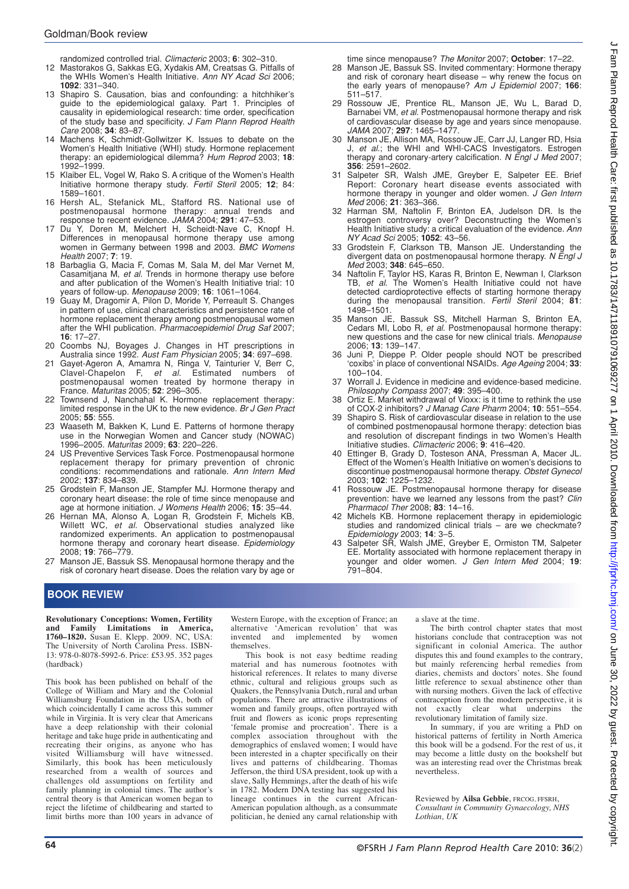randomized controlled trial. *Climacteric* 2003; **6**: 302–310.

12 Mastorakos G, Sakkas EG, Xydakis AM, Creatsas G. Pitfalls of the WHIs Women's Health Initiative. *Ann NY Acad Sci* 2006; **1092**: 331–340.

13 Shapiro S. Causation, bias and confounding: a hitchhiker's guide to the epidemiological galaxy. Part 1. Principles of causality in epidemiological research: time order, specification of the study base and specificity. *J Fam Plann Reprod Health Care* 2008; **34**: 83–87.

14 Machens K, Schmidt-Gollwitzer K. Issues to debate on the Women's Health Initiative (WHI) study. Hormone replacement therapy: an epidemiological dilemma? *Hum Reprod* 2003; **18**: 1992–1999.

15 Klaiber EL, Vogel W, Rako S. A critique of the Women's Health Initiative hormone therapy study. *Fertil Steril* 2005; **12**; 84: 1589–1601.

16 Hersh AL, Stefanick ML, Stafford RS. National use of postmenopausal hormone therapy: annual trends and response to recent evidence. *JAMA* 2004; **291**: 47–53.

17 Du Y, Doren M, Melchert H, Scheidt-Nave C, Knopf H. Differences in menopausal hormone therapy use among women in Germany between 1998 and 2003. *BMC Womens Health* 2007; **7**: 19.

18 Barbaglia G, Macia F, Comas M, Sala M, del Mar Vernet M, Casamitjana M, *et al*. Trends in hormone therapy use before and after publication of the Women's Health Initiative trial: 10 years of follow-up. *Menopause* 2009; **16**: 1061–1064.

19 Guay M, Dragomir A, Pilon D, Moride Y, Perreault S. Changes in pattern of use, clinical characteristics and persistence rate of hormone replacement therapy among postmenopausal women after the WHI publication. *Pharmacoepidemiol Drug Saf* 2007; **16**: 17–27.

20 Coombs NJ, Boyages J. Changes in HT prescriptions in Australia since 1992. *Aust Fam Physician* 2005; **34**: 697–698.

21 Gayet-Ageron A, Amamra N, Ringa V, Tainturier V, Berr C, Clavel-Chapelon F, *et al*. Estimated numbers of postmenopausal women treated by hormone therapy in France. *Maturitas* 2005; **52**: 296–305.

22 Townsend J, Nanchahal K. Hormone replacement therapy: limited response in the UK to the new evidence. *Br J Gen Pract* 2005; **55**: 555.

23 Waaseth M, Bakken K, Lund E. Patterns of hormone therapy use in the Norwegian Women and Cancer study (NOWAC) 1996–2005. *Maturitas* 2009; **63**: 220–226.

24 US Preventive Services Task Force. Postmenopausal hormone replacement therapy for primary prevention of chronic conditions: recommendations and rationale. *Ann Intern Med* 2002; **137**: 834–839.

25 Grodstein F, Manson JE, Stampfer MJ. Hormone therapy and coronary heart disease: the role of time since menopause and age at hormone initiation. *J Womens Health* 2006; **15**: 35–44.

26 Hernan MA, Alonso A, Logan R, Grodstein F, Michels KB, Willett WC, *et al*. Observational studies analyzed like randomized experiments. An application to postmenopausal hormone therapy and coronary heart disease. *Epidemiology* 2008; **19**: 766–779.

27 Manson JE, Bassuk SS. Menopausal hormone therapy and the risk of coronary heart disease. Does the relation vary by age or time since menopause? *The Monitor* 2007; **October**: 17–22.

28 Manson JE, Bassuk SS. Invited commentary: Hormone therapy and risk of coronary heart disease – why renew the focus on the early years of menopause? *Am J Epidemiol* 2007; **166**: 511–517.

29 Rossouw JE, Prentice RL, Manson JE, Wu L, Barad D, Barnabei VM, *et al*. Postmenopausal hormone therapy and risk of cardiovascular disease by age and years since menopause. *JAMA* 2007; **297**: 1465–1477.

30 Manson JE, Allison MA, Rossouw JE, Carr JJ, Langer RD, Hsia J, *et al*.; the WHI and WHI-CACS Investigators. Estrogen therapy and coronary-artery calcification. *N Engl J Med* 2007; **356**: 2591–2602.

31 Salpeter SR, Walsh JME, Greyber E, Salpeter EE. Brief Report: Coronary heart disease events associated with hormone therapy in younger and older women. *J Gen Intern Med* 2006; **21**: 363–366.

32 Harman SM, Naftolin F, Brinton EA, Judelson DR. Is the estrogen controversy over? Deconstructing the Women's Health Initiative study: a critical evaluation of the evidence. *Ann NY Acad Sci* 2005; **1052**: 43–56.

33 Grodstein F, Clarkson TB, Manson JE. Understanding the divergent data on postmenopausal hormone therapy. *N Engl J Med* 2003; **348**: 645–650.

34 Naftolin F, Taylor HS, Karas R, Brinton E, Newman I, Clarkson TB, *et al*. The Women's Health Initiative could not have detected cardioprotective effects of starting hormone therapy during the menopausal transition. *Fertil Steril* 2004; **81**: 1498–1501.

35 Manson JE, Bassuk SS, Mitchell Harman S, Brinton EA, Cedars MI, Lobo R, *et al*. Postmenopausal hormone therapy: new questions and the case for new clinical trials. *Menopause* 2006; **13**: 139–147.

36 Juni P, Dieppe P. Older people should NOT be prescribed 'coxibs' in place of conventional NSAIDs. *Age Ageing* 2004; **33**: 100–104.

37 Worrall J. Evidence in medicine and evidence-based medicine. *Philosophy Compass* 2007; **49**: 395–400.

38 Ortiz E. Market withdrawal of Vioxx: is it time to rethink the use of COX-2 inhibitors? *J Manag Care Pharm* 2004; **10**: 551–554.

39 Shapiro S. Risk of cardiovascular disease in relation to the use of combined postmenopausal hormone therapy: detection bias and resolution of discrepant findings in two Women's Health Initiative studies. *Climacteric* 2006; **9**: 416–420.

40 Ettinger B, Grady D, Tosteson ANA, Pressman A, Macer JL. Effect of the Women's Health Initiative on women's decisions to discontinue postmenopausal hormone therapy. *Obstet Gynecol* 2003; **102**: 1225–1232.

41 Rossouw JE. Postmenopausal hormone therapy for disease prevention: have we learned any lessons from the past? *Clin Pharmacol Ther* 2008; **83**: 14–16.

42 Michels KB. Hormone replacement therapy in epidemiologic studies and randomized clinical trials – are we checkmate? *Epidemiology* 2003; **14**: 3–5.

43 Salpeter SR, Walsh JME, Greyber E, Ormiston TM, Salpeter EE. Mortality associated with hormone replacement therapy in younger and older women. *J Gen Intern Med* 2004; **19**: 791–804.

## BOOK REVIEW

**Revolutionary Conceptions: Women, Fertility and Family Limitations in America, 1760–1820.** Susan E. Klepp. 2009. NC, USA: The University of North Carolina Press. ISBN-13: 978-0-8078-5992-6. Price: £53.95. 352 pages (hardback)

This book has been published on behalf of the College of William and Mary and the Colonial Williamsburg Foundation in the USA, both of which coincidentally I came across this summer while in Virginia. It is very clear that Americans have a deep relationship with their colonial heritage and take huge pride in authenticating and recreating their origins, as anyone who has visited Williamsburg will have witnessed. Similarly, this book has been meticulously researched from a wealth of sources and challenges old assumptions on fertility and family planning in colonial times. The author's central theory is that American women began to reject the lifetime of childbearing and started to limit births more than 100 years in advance of Western Europe, with the exception of France; an alternative 'American revolution' that was invented and implemented by women themselves.

This book is not easy bedtime reading material and has numerous footnotes with historical references. It relates to many diverse ethnic, cultural and religious groups such as Quakers, the Pennsylvania Dutch, rural and urban populations. There are attractive illustrations of women and family groups, often portrayed with fruit and flowers as iconic props representing 'female promise and procreation'. There is a complex association throughout with the demographics of enslaved women; I would have been interested in a chapter specifically on their lives and patterns of childbearing. Thomas Jefferson, the third USA president, took up with a slave, Sally Hemmings, after the death of his wife in 1782. Modern DNA testing has suggested his lineage continues in the current African-American population although, as a consummate politician, he denied any carnal relationship with a slave at the time.

The birth control chapter states that most historians conclude that contraception was not significant in colonial America. The author disputes this and found examples to the contrary, but mainly referencing herbal remedies from diaries, chemists and doctors' notes. She found little reference to sexual abstinence other than with nursing mothers. Given the lack of effective contraception from the modern perspective, it is not exactly clear what underpins the revolutionary limitation of family size.

In summary, if you are writing a PhD on historical patterns of fertility in North America this book will be a godsend. For the rest of us, it may become a little dusty on the bookshelf but was an interesting read over the Christmas break nevertheless.

Reviewed by **Ailsa Gebbie**, FRCOG, FFSRH, *Consultant in Community Gynaecology, NHS Lothian, UK*